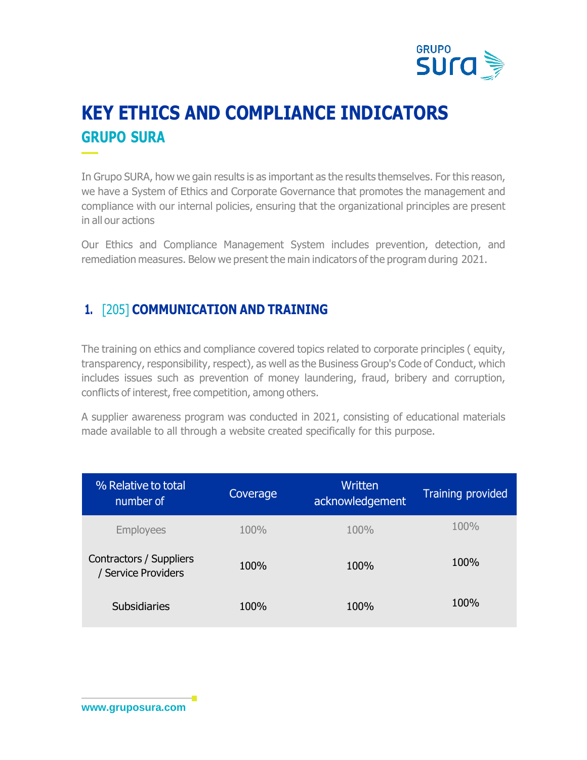# KEY ETHICS AND COMPLIANCE INDICATORS

## GRUPO SURA

In Grupo SURA, how we gain results is as important as the results themselves. For this reason, we have a System of Ethics and Corporate Governance that promotes the management and compliance with our internal policies, ensuring that the organizational principles are present in all our actions

Our Ethics and Compliance Management System includes prevention, detection, and remediation measures. Below we present the main indicators of the program during 2021.

### 1. [205] COMMUNICATION AND TRAINING

The training on ethics and compliance covered topics related to corporate principles ( equity, transparency, responsibility, respect), as well as the Business Group's Code of Conduct, which includes issues such as prevention of money laundering, fraud, bribery and corruption, conflicts of interest, free competition, among others.

A supplier awareness program was conducted in 2021, consisting of educational materials made available to all through a website created specifically for this purpose.

| % Relative to total number of | Coverage | Written acknowledgement | Training provided |
|---|---|---|---|
| Employees | 100% | 100% | 100% |
| Contractors / Suppliers / Service Providers | 100% | 100% | 100% |
| Subsidiaries | 100% | 100% | 100% |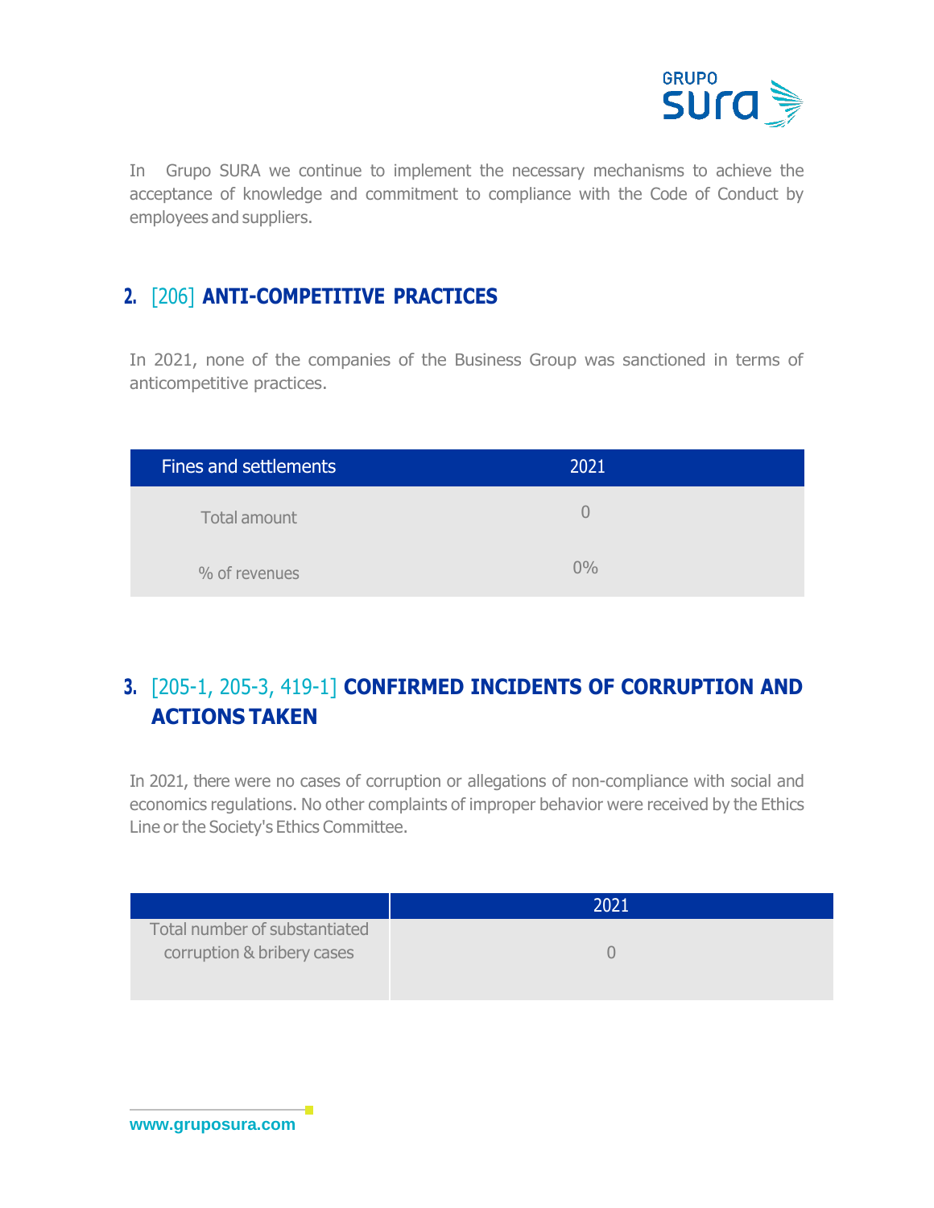In Grupo SURA we continue to implement the necessary mechanisms to achieve the acceptance of knowledge and commitment to compliance with the Code of Conduct by employees and suppliers.

## 2. [206] ANTI-COMPETITIVE PRACTICES

In 2021, none of the companies of the Business Group was sanctioned in terms of anticompetitive practices.

| Fines and settlements | 2021 |
| --- | --- |
| Total amount | 0 |
| % of revenues | 0% |

## 3. [205-1, 205-3, 419-1] CONFIRMED INCIDENTS OF CORRUPTION AND ACTIONS TAKEN

In 2021, there were no cases of corruption or allegations of non-compliance with social and economics regulations. No other complaints of improper behavior were received by the Ethics Line or the Society's Ethics Committee.

| | 2021 |
| --- | --- |
| Total number of substantiated corruption & bribery cases | 0 |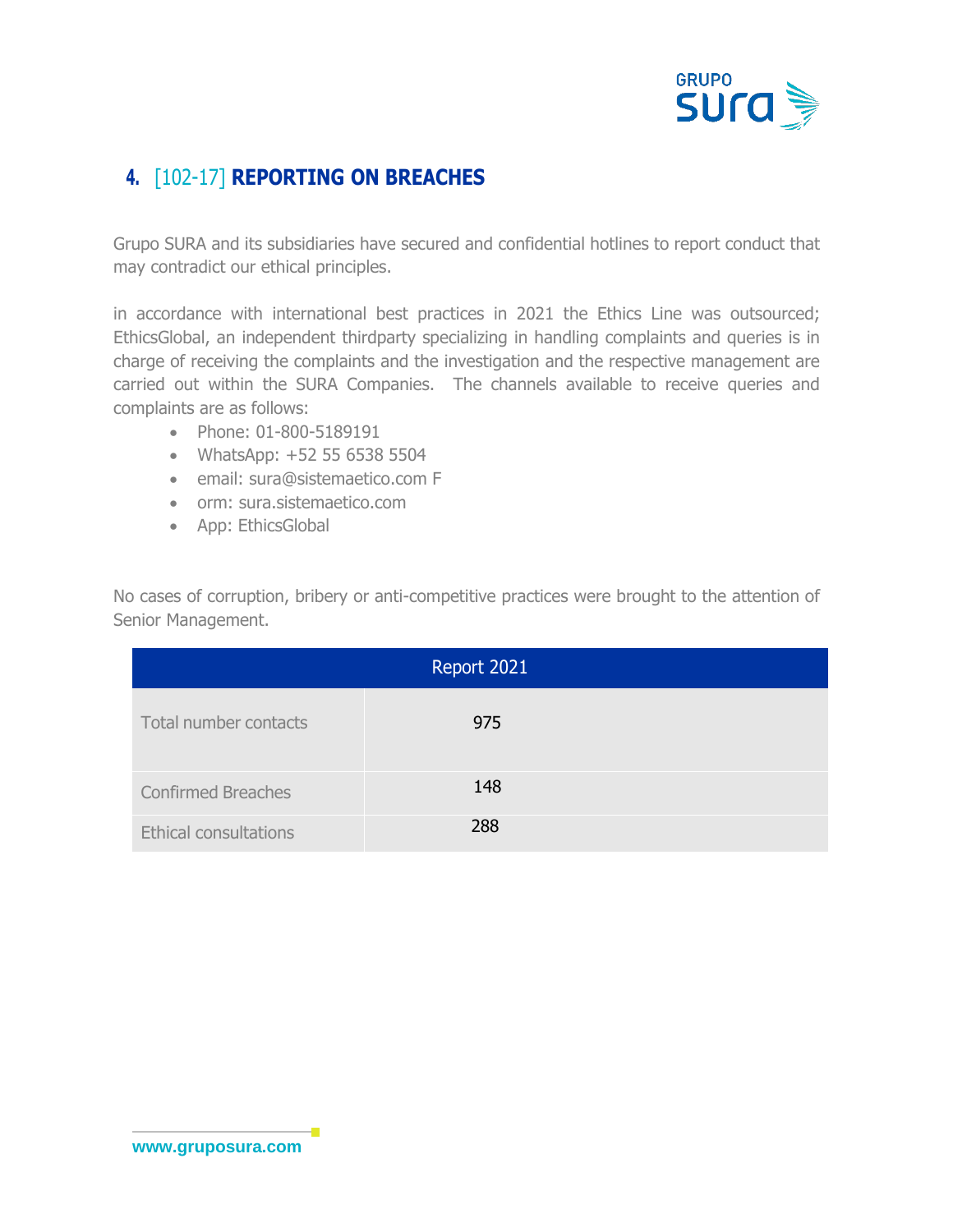## 4. [102-17] REPORTING ON BREACHES

Grupo SURA and its subsidiaries have secured and confidential hotlines to report conduct that may contradict our ethical principles.

in accordance with international best practices in 2021 the Ethics Line was outsourced; EthicsGlobal, an independent thirdparty specializing in handling complaints and queries is in charge of receiving the complaints and the investigation and the respective management are carried out within the SURA Companies. The channels available to receive queries and complaints are as follows:

- Phone: 01-800-5189191
- WhatsApp: +52 55 6538 5504
- email: sura@sistemaetico.com F
- orm: sura.sistemaetico.com
- App: EthicsGlobal

No cases of corruption, bribery or anti-competitive practices were brought to the attention of Senior Management.

| Report 2021 | |
|---|---|
| Total number contacts | 975 |
| Confirmed Breaches | 148 |
| Ethical consultations | 288 |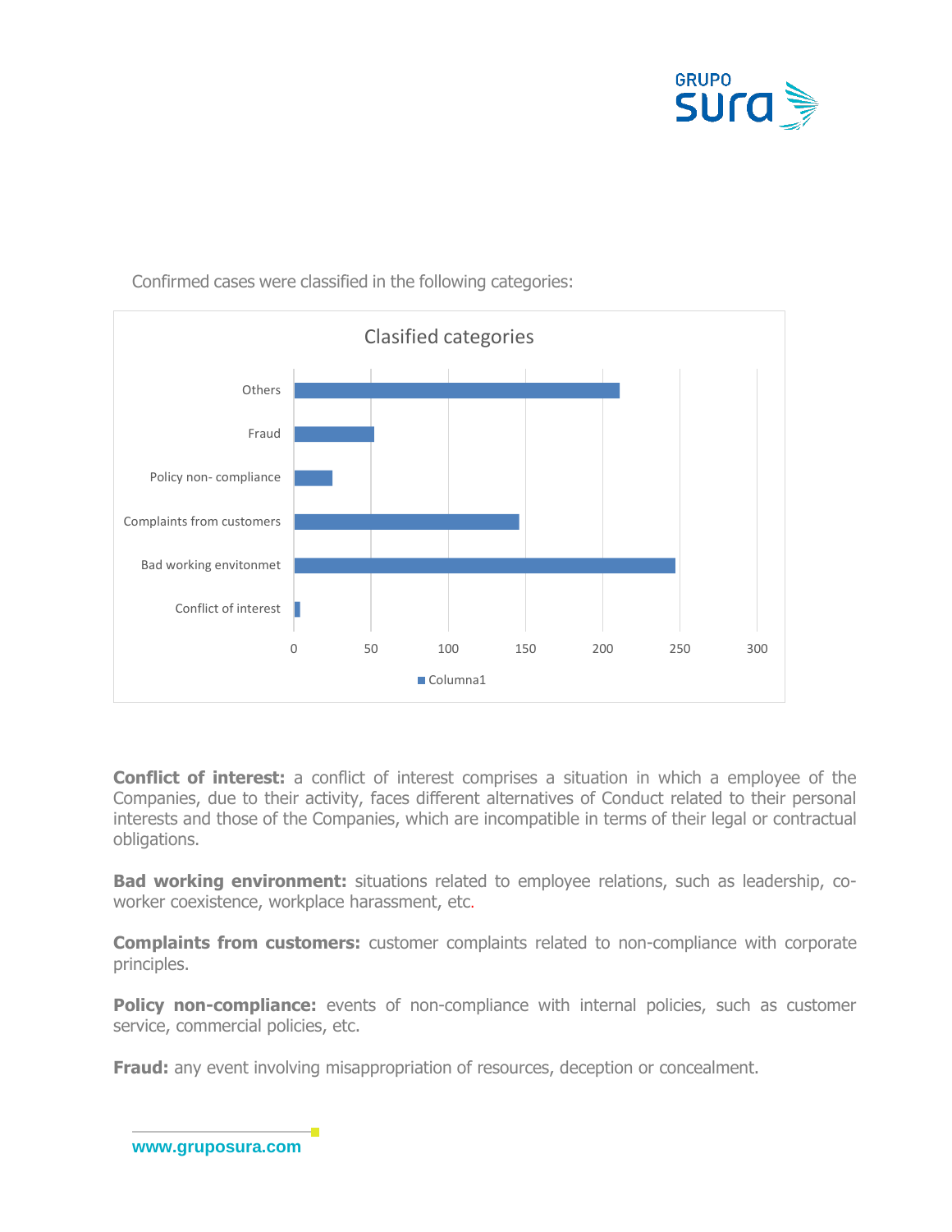Confirmed cases were classified in the following categories:

Clasified categories

| Category | Columna1 |
|---|---|
| Others | ~211 |
| Fraud | ~52 |
| Policy non- compliance | ~25 |
| Complaints from customers | ~146 |
| Bad working envitonmet | ~247 |
| Conflict of interest | ~4 |

**Conflict of interest:** a conflict of interest comprises a situation in which a employee of the Companies, due to their activity, faces different alternatives of Conduct related to their personal interests and those of the Companies, which are incompatible in terms of their legal or contractual obligations.

**Bad working environment:** situations related to employee relations, such as leadership, co-worker coexistence, workplace harassment, etc.

**Complaints from customers:** customer complaints related to non-compliance with corporate principles.

**Policy non-compliance:** events of non-compliance with internal policies, such as customer service, commercial policies, etc.

**Fraud:** any event involving misappropriation of resources, deception or concealment.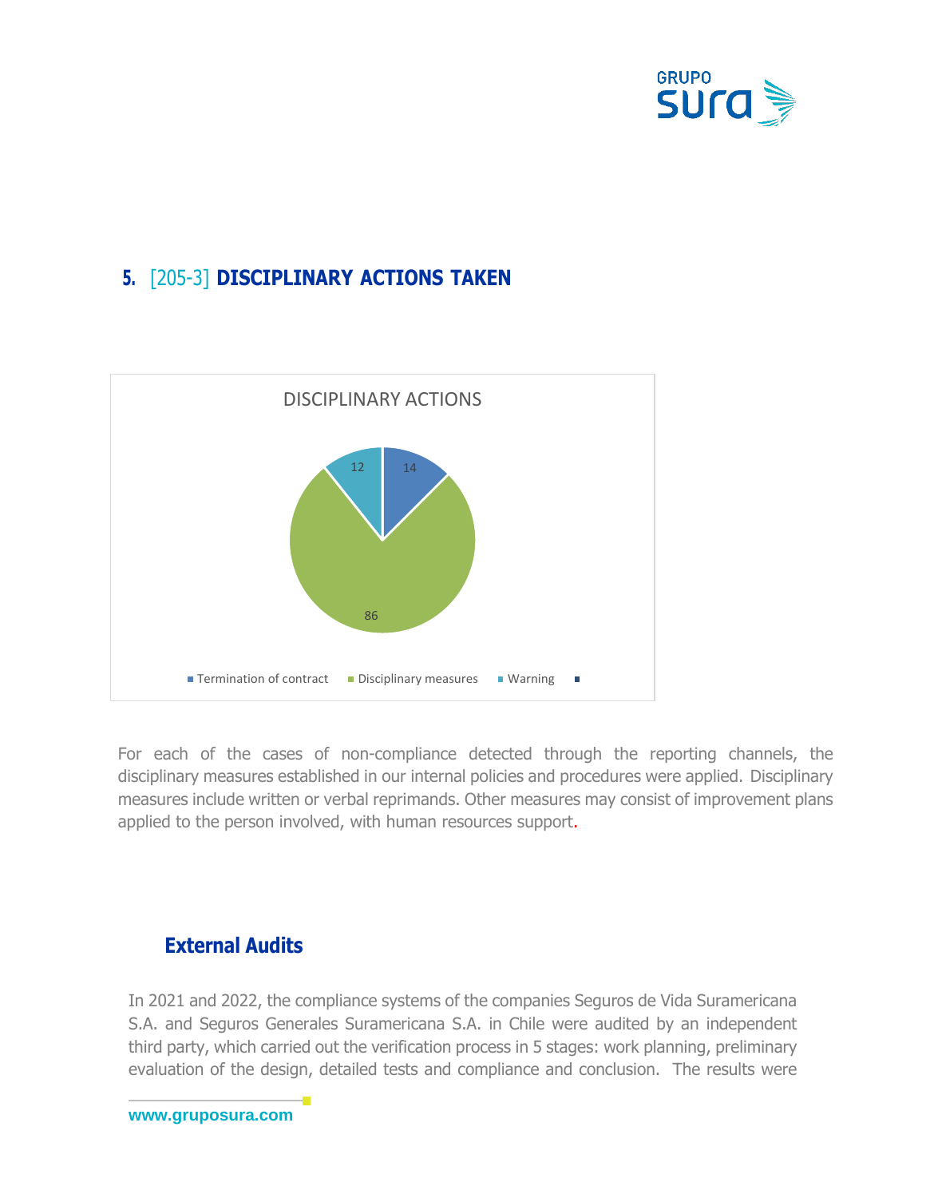## 5. [205-3] DISCIPLINARY ACTIONS TAKEN

DISCIPLINARY ACTIONS

| Disciplinary action | Number |
|---|---|
| Termination of contract | 14 |
| Disciplinary measures | 86 |
| Warning | 12 |

For each of the cases of non-compliance detected through the reporting channels, the disciplinary measures established in our internal policies and procedures were applied. Disciplinary measures include written or verbal reprimands. Other measures may consist of improvement plans applied to the person involved, with human resources support.

### External Audits

In 2021 and 2022, the compliance systems of the companies Seguros de Vida Suramericana S.A. and Seguros Generales Suramericana S.A. in Chile were audited by an independent third party, which carried out the verification process in 5 stages: work planning, preliminary evaluation of the design, detailed tests and compliance and conclusion. The results were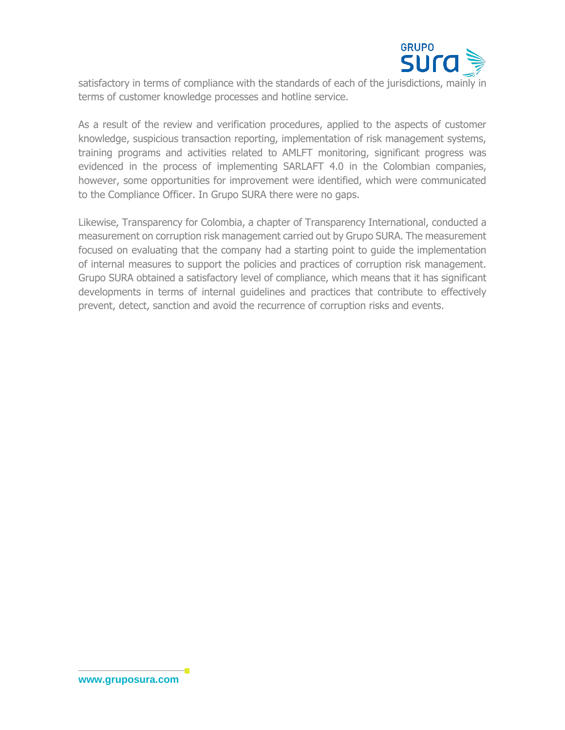satisfactory in terms of compliance with the standards of each of the jurisdictions, mainly in terms of customer knowledge processes and hotline service.

As a result of the review and verification procedures, applied to the aspects of customer knowledge, suspicious transaction reporting, implementation of risk management systems, training programs and activities related to AMLFT monitoring, significant progress was evidenced in the process of implementing SARLAFT 4.0 in the Colombian companies, however, some opportunities for improvement were identified, which were communicated to the Compliance Officer. In Grupo SURA there were no gaps.

Likewise, Transparency for Colombia, a chapter of Transparency International, conducted a measurement on corruption risk management carried out by Grupo SURA. The measurement focused on evaluating that the company had a starting point to guide the implementation of internal measures to support the policies and practices of corruption risk management. Grupo SURA obtained a satisfactory level of compliance, which means that it has significant developments in terms of internal guidelines and practices that contribute to effectively prevent, detect, sanction and avoid the recurrence of corruption risks and events.